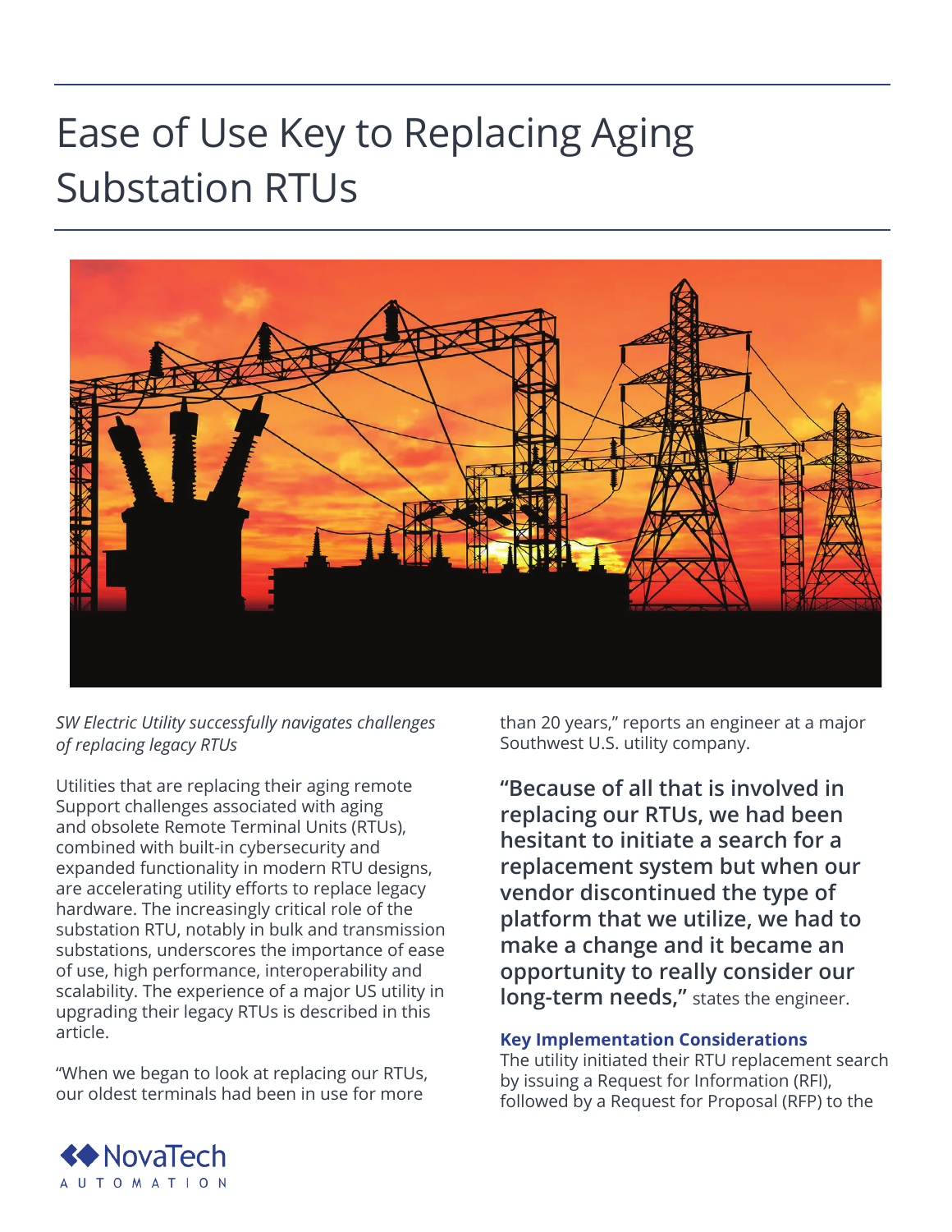# Ease of Use Key to Replacing Aging Substation RTUs

*SW Electric Utility successfully navigates challenges of replacing legacy RTUs*

Utilities that are replacing their aging remote Support challenges associated with aging and obsolete Remote Terminal Units (RTUs), combined with built-in cybersecurity and expanded functionality in modern RTU designs, are accelerating utility efforts to replace legacy hardware. The increasingly critical role of the substation RTU, notably in bulk and transmission substations, underscores the importance of ease of use, high performance, interoperability and scalability. The experience of a major US utility in upgrading their legacy RTUs is described in this article.

"When we began to look at replacing our RTUs, our oldest terminals had been in use for more than 20 years," reports an engineer at a major Southwest U.S. utility company.

**"Because of all that is involved in replacing our RTUs, we had been hesitant to initiate a search for a replacement system but when our vendor discontinued the type of platform that we utilize, we had to make a change and it became an opportunity to really consider our long-term needs,"** states the engineer.

### Key Implementation Considerations

The utility initiated their RTU replacement search by issuing a Request for Information (RFI), followed by a Request for Proposal (RFP) to the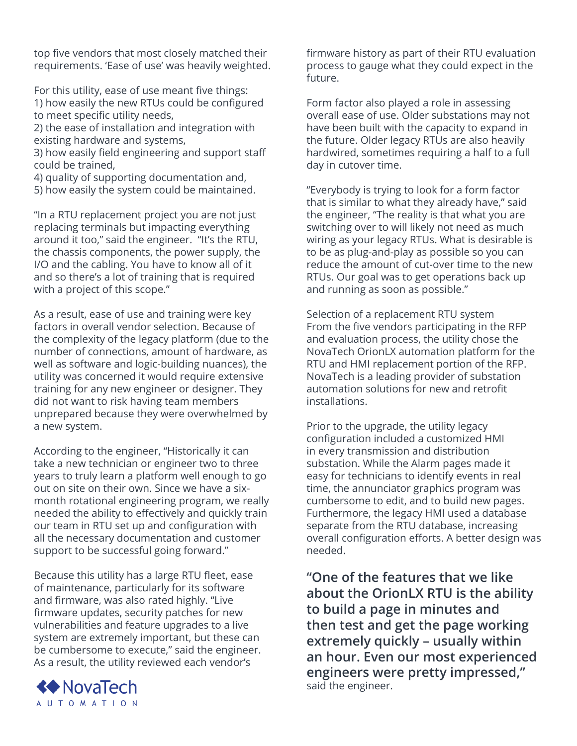top five vendors that most closely matched their requirements. 'Ease of use' was heavily weighted.

For this utility, ease of use meant five things:
1) how easily the new RTUs could be configured to meet specific utility needs,
2) the ease of installation and integration with existing hardware and systems,
3) how easily field engineering and support staff could be trained,
4) quality of supporting documentation and,
5) how easily the system could be maintained.

"In a RTU replacement project you are not just replacing terminals but impacting everything around it too," said the engineer. "It's the RTU, the chassis components, the power supply, the I/O and the cabling. You have to know all of it and so there's a lot of training that is required with a project of this scope."

As a result, ease of use and training were key factors in overall vendor selection. Because of the complexity of the legacy platform (due to the number of connections, amount of hardware, as well as software and logic-building nuances), the utility was concerned it would require extensive training for any new engineer or designer. They did not want to risk having team members unprepared because they were overwhelmed by a new system.

According to the engineer, "Historically it can take a new technician or engineer two to three years to truly learn a platform well enough to go out on site on their own. Since we have a six-month rotational engineering program, we really needed the ability to effectively and quickly train our team in RTU set up and configuration with all the necessary documentation and customer support to be successful going forward."

Because this utility has a large RTU fleet, ease of maintenance, particularly for its software and firmware, was also rated highly. "Live firmware updates, security patches for new vulnerabilities and feature upgrades to a live system are extremely important, but these can be cumbersome to execute," said the engineer. As a result, the utility reviewed each vendor's firmware history as part of their RTU evaluation process to gauge what they could expect in the future.

Form factor also played a role in assessing overall ease of use. Older substations may not have been built with the capacity to expand in the future. Older legacy RTUs are also heavily hardwired, sometimes requiring a half to a full day in cutover time.

"Everybody is trying to look for a form factor that is similar to what they already have," said the engineer, "The reality is that what you are switching over to will likely not need as much wiring as your legacy RTUs. What is desirable is to be as plug-and-play as possible so you can reduce the amount of cut-over time to the new RTUs. Our goal was to get operations back up and running as soon as possible."

## Selection of a replacement RTU system

From the five vendors participating in the RFP and evaluation process, the utility chose the NovaTech OrionLX automation platform for the RTU and HMI replacement portion of the RFP. NovaTech is a leading provider of substation automation solutions for new and retrofit installations.

Prior to the upgrade, the utility legacy configuration included a customized HMI in every transmission and distribution substation. While the Alarm pages made it easy for technicians to identify events in real time, the annunciator graphics program was cumbersome to edit, and to build new pages. Furthermore, the legacy HMI used a database separate from the RTU database, increasing overall configuration efforts. A better design was needed.

**"One of the features that we like about the OrionLX RTU is the ability to build a page in minutes and then test and get the page working extremely quickly – usually within an hour. Even our most experienced engineers were pretty impressed,"** said the engineer.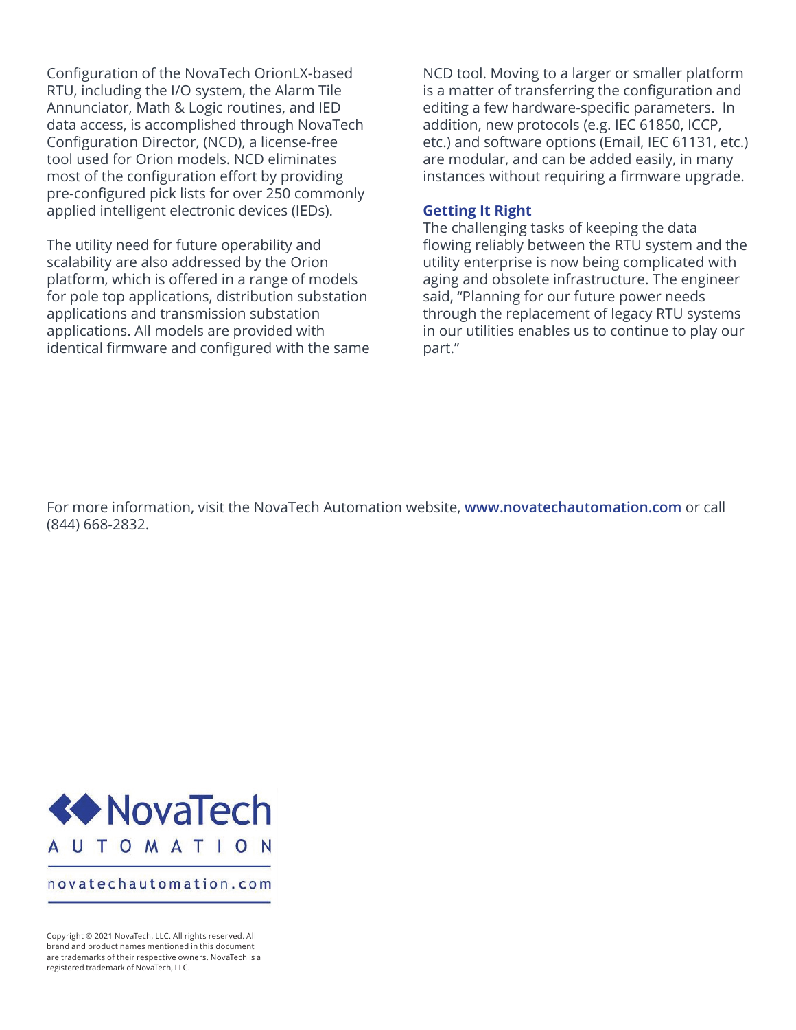Configuration of the NovaTech OrionLX-based RTU, including the I/O system, the Alarm Tile Annunciator, Math & Logic routines, and IED data access, is accomplished through NovaTech Configuration Director, (NCD), a license-free tool used for Orion models. NCD eliminates most of the configuration effort by providing pre-configured pick lists for over 250 commonly applied intelligent electronic devices (IEDs).

The utility need for future operability and scalability are also addressed by the Orion platform, which is offered in a range of models for pole top applications, distribution substation applications and transmission substation applications. All models are provided with identical firmware and configured with the same NCD tool. Moving to a larger or smaller platform is a matter of transferring the configuration and editing a few hardware-specific parameters. In addition, new protocols (e.g. IEC 61850, ICCP, etc.) and software options (Email, IEC 61131, etc.) are modular, and can be added easily, in many instances without requiring a firmware upgrade.

### Getting It Right

The challenging tasks of keeping the data flowing reliably between the RTU system and the utility enterprise is now being complicated with aging and obsolete infrastructure. The engineer said, "Planning for our future power needs through the replacement of legacy RTU systems in our utilities enables us to continue to play our part."

For more information, visit the NovaTech Automation website, **www.novatechautomation.com** or call (844) 668-2832.

NovaTech AUTOMATION

novatechautomation.com

Copyright © 2021 NovaTech, LLC. All rights reserved. All brand and product names mentioned in this document are trademarks of their respective owners. NovaTech is a registered trademark of NovaTech, LLC.